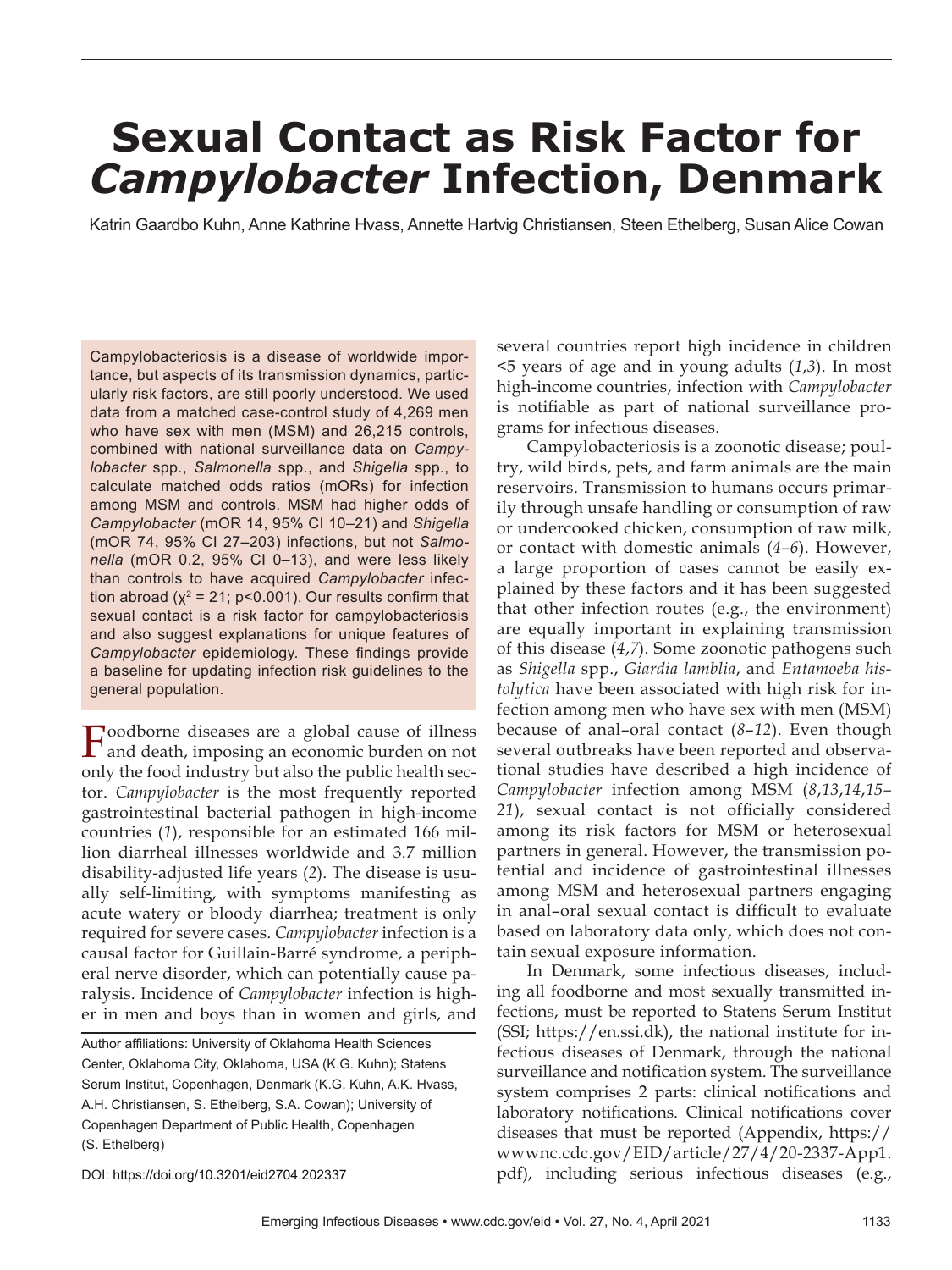# Sexual Contact as Risk Factor for *Campylobacter* Infection, Denmark

Katrin Gaardbo Kuhn, Anne Kathrine Hvass, Annette Hartvig Christiansen, Steen Ethelberg, Susan Alice Cowan

Campylobacteriosis is a disease of worldwide importance, but aspects of its transmission dynamics, particularly risk factors, are still poorly understood. We used data from a matched case-control study of 4,269 men who have sex with men (MSM) and 26,215 controls, combined with national surveillance data on *Campylobacter* spp., *Salmonella* spp., and *Shigella* spp., to calculate matched odds ratios (mORs) for infection among MSM and controls. MSM had higher odds of *Campylobacter* (mOR 14, 95% CI 10–21) and *Shigella* (mOR 74, 95% CI 27–203) infections, but not *Salmonella* (mOR 0.2, 95% CI 0–13), and were less likely than controls to have acquired *Campylobacter* infection abroad ($\chi^2 = 21$; $p<0.001$). Our results confirm that sexual contact is a risk factor for campylobacteriosis and also suggest explanations for unique features of *Campylobacter* epidemiology. These findings provide a baseline for updating infection risk guidelines to the general population.

Foodborne diseases are a global cause of illness and death, imposing an economic burden on not only the food industry but also the public health sector. *Campylobacter* is the most frequently reported gastrointestinal bacterial pathogen in high-income countries (*1*), responsible for an estimated 166 million diarrheal illnesses worldwide and 3.7 million disability-adjusted life years (*2*). The disease is usually self-limiting, with symptoms manifesting as acute watery or bloody diarrhea; treatment is only required for severe cases. *Campylobacter* infection is a causal factor for Guillain-Barré syndrome, a peripheral nerve disorder, which can potentially cause paralysis. Incidence of *Campylobacter* infection is higher in men and boys than in women and girls, and several countries report high incidence in children <5 years of age and in young adults (*1*,*3*). In most high-income countries, infection with *Campylobacter* is notifiable as part of national surveillance programs for infectious diseases.

Campylobacteriosis is a zoonotic disease; poultry, wild birds, pets, and farm animals are the main reservoirs. Transmission to humans occurs primarily through unsafe handling or consumption of raw or undercooked chicken, consumption of raw milk, or contact with domestic animals (*4*–*6*). However, a large proportion of cases cannot be easily explained by these factors and it has been suggested that other infection routes (e.g., the environment) are equally important in explaining transmission of this disease (*4*,*7*). Some zoonotic pathogens such as *Shigella* spp., *Giardia lamblia*, and *Entamoeba histolytica* have been associated with high risk for infection among men who have sex with men (MSM) because of anal–oral contact (*8*–*12*). Even though several outbreaks have been reported and observational studies have described a high incidence of *Campylobacter* infection among MSM (*8*,*13*,*14*,*15*–*21*), sexual contact is not officially considered among its risk factors for MSM or heterosexual partners in general. However, the transmission potential and incidence of gastrointestinal illnesses among MSM and heterosexual partners engaging in anal–oral sexual contact is difficult to evaluate based on laboratory data only, which does not contain sexual exposure information.

In Denmark, some infectious diseases, including all foodborne and most sexually transmitted infections, must be reported to Statens Serum Institut (SSI; https://en.ssi.dk), the national institute for infectious diseases of Denmark, through the national surveillance and notification system. The surveillance system comprises 2 parts: clinical notifications and laboratory notifications. Clinical notifications cover diseases that must be reported (Appendix, https://wwwnc.cdc.gov/EID/article/27/4/20-2337-App1.pdf), including serious infectious diseases (e.g.,

Author affiliations: University of Oklahoma Health Sciences Center, Oklahoma City, Oklahoma, USA (K.G. Kuhn); Statens Serum Institut, Copenhagen, Denmark (K.G. Kuhn, A.K. Hvass, A.H. Christiansen, S. Ethelberg, S.A. Cowan); University of Copenhagen Department of Public Health, Copenhagen (S. Ethelberg)

DOI: https://doi.org/10.3201/eid2704.202337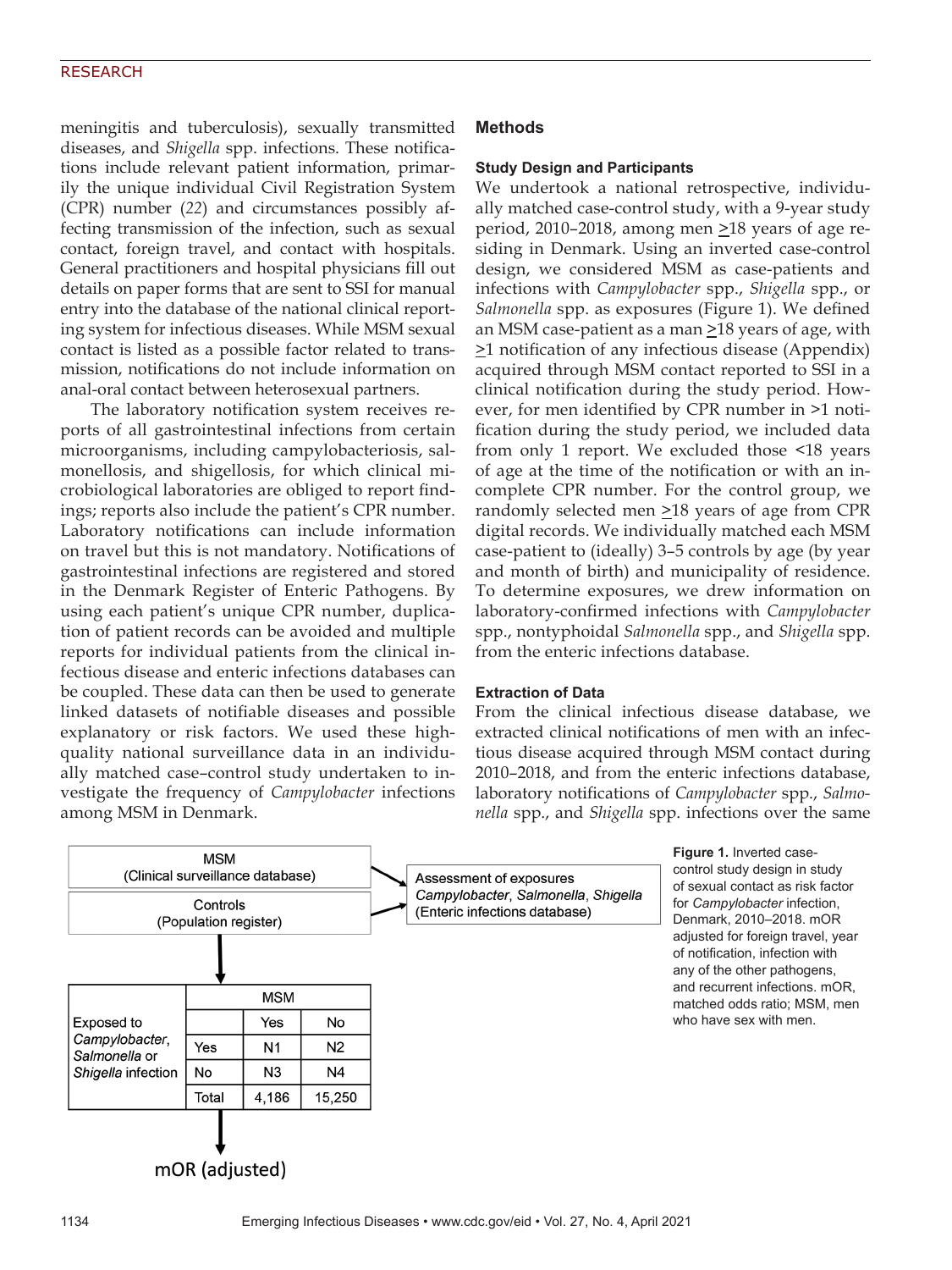meningitis and tuberculosis), sexually transmitted diseases, and *Shigella* spp. infections. These notifications include relevant patient information, primarily the unique individual Civil Registration System (CPR) number (*22*) and circumstances possibly affecting transmission of the infection, such as sexual contact, foreign travel, and contact with hospitals. General practitioners and hospital physicians fill out details on paper forms that are sent to SSI for manual entry into the database of the national clinical reporting system for infectious diseases. While MSM sexual contact is listed as a possible factor related to transmission, notifications do not include information on anal-oral contact between heterosexual partners.

The laboratory notification system receives reports of all gastrointestinal infections from certain microorganisms, including campylobacteriosis, salmonellosis, and shigellosis, for which clinical microbiological laboratories are obliged to report findings; reports also include the patient's CPR number. Laboratory notifications can include information on travel but this is not mandatory. Notifications of gastrointestinal infections are registered and stored in the Denmark Register of Enteric Pathogens. By using each patient's unique CPR number, duplication of patient records can be avoided and multiple reports for individual patients from the clinical infectious disease and enteric infections databases can be coupled. These data can then be used to generate linked datasets of notifiable diseases and possible explanatory or risk factors. We used these high-quality national surveillance data in an individually matched case–control study undertaken to investigate the frequency of *Campylobacter* infections among MSM in Denmark.

## Methods

### Study Design and Participants

We undertook a national retrospective, individually matched case-control study, with a 9-year study period, 2010–2018, among men ≥18 years of age residing in Denmark. Using an inverted case-control design, we considered MSM as case-patients and infections with *Campylobacter* spp., *Shigella* spp., or *Salmonella* spp. as exposures (Figure 1). We defined an MSM case-patient as a man ≥18 years of age, with ≥1 notification of any infectious disease (Appendix) acquired through MSM contact reported to SSI in a clinical notification during the study period. However, for men identified by CPR number in >1 notification during the study period, we included data from only 1 report. We excluded those <18 years of age at the time of the notification or with an incomplete CPR number. For the control group, we randomly selected men ≥18 years of age from CPR digital records. We individually matched each MSM case-patient to (ideally) 3–5 controls by age (by year and month of birth) and municipality of residence. To determine exposures, we drew information on laboratory-confirmed infections with *Campylobacter* spp., nontyphoidal *Salmonella* spp., and *Shigella* spp. from the enteric infections database.

### Extraction of Data

From the clinical infectious disease database, we extracted clinical notifications of men with an infectious disease acquired through MSM contact during 2010–2018, and from the enteric infections database, laboratory notifications of *Campylobacter* spp., *Salmonella* spp., and *Shigella* spp. infections over the same

MSM (Clinical surveillance database)
Controls (Population register)
Assessment of exposures *Campylobacter*, *Salmonella*, *Shigella* (Enteric infections database)

| Exposed to *Campylobacter*, *Salmonella* or *Shigella* infection | MSM | | |
|---|---|---|---|
| | | Yes | No |
| | Yes | N1 | N2 |
| | No | N3 | N4 |
| | Total | 4,186 | 15,250 |

mOR (adjusted)

**Figure 1.** Inverted case-control study design in study of sexual contact as risk factor for *Campylobacter* infection, Denmark, 2010–2018. mOR adjusted for foreign travel, year of notification, infection with any of the other pathogens, and recurrent infections. mOR, matched odds ratio; MSM, men who have sex with men.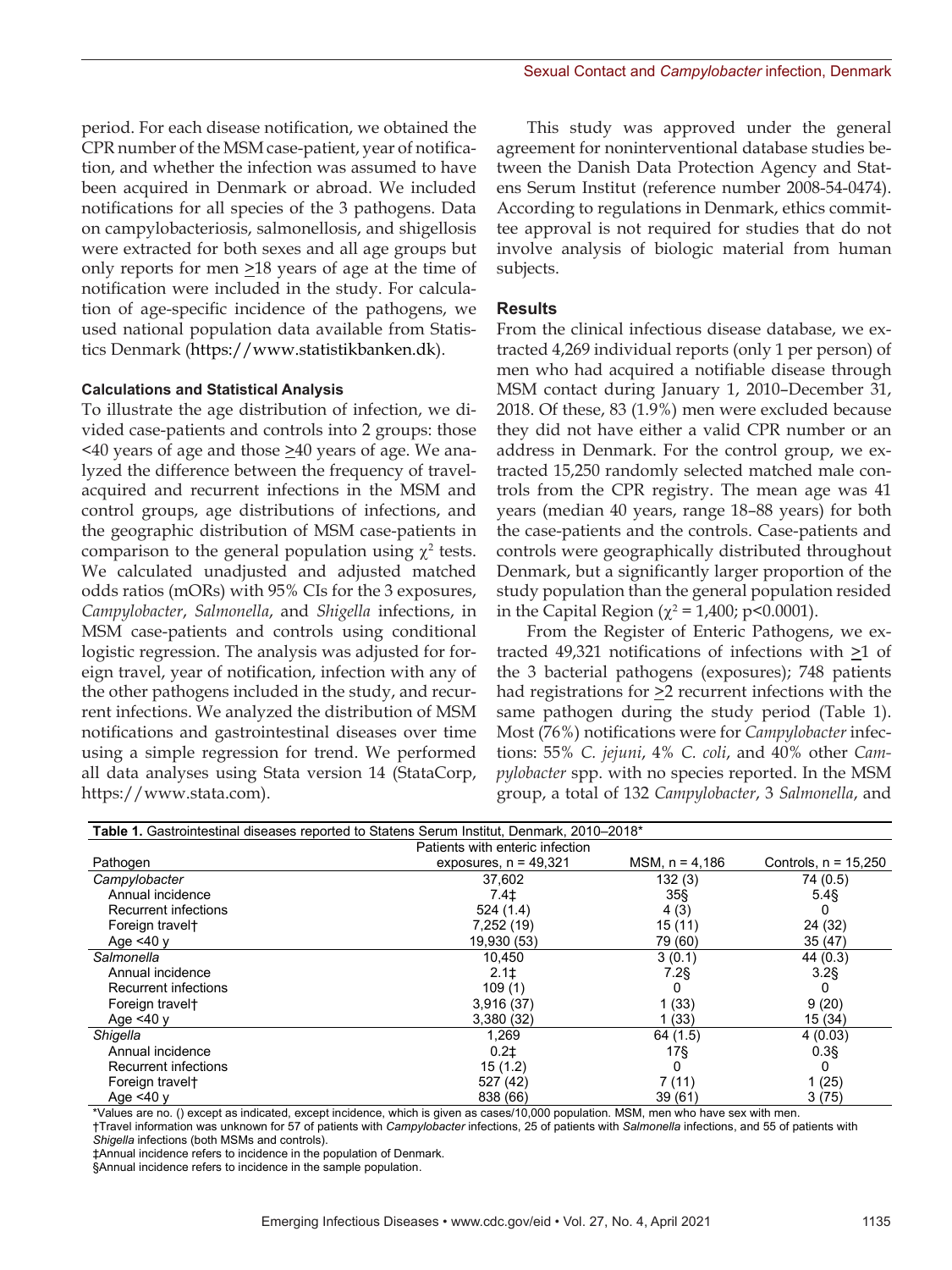period. For each disease notification, we obtained the CPR number of the MSM case-patient, year of notification, and whether the infection was assumed to have been acquired in Denmark or abroad. We included notifications for all species of the 3 pathogens. Data on campylobacteriosis, salmonellosis, and shigellosis were extracted for both sexes and all age groups but only reports for men ≥18 years of age at the time of notification were included in the study. For calculation of age-specific incidence of the pathogens, we used national population data available from Statistics Denmark (https://www.statistikbanken.dk).

### Calculations and Statistical Analysis

To illustrate the age distribution of infection, we divided case-patients and controls into 2 groups: those <40 years of age and those ≥40 years of age. We analyzed the difference between the frequency of travel-acquired and recurrent infections in the MSM and control groups, age distributions of infections, and the geographic distribution of MSM case-patients in comparison to the general population using $\chi^2$ tests. We calculated unadjusted and adjusted matched odds ratios (mORs) with 95% CIs for the 3 exposures, *Campylobacter*, *Salmonella*, and *Shigella* infections, in MSM case-patients and controls using conditional logistic regression. The analysis was adjusted for foreign travel, year of notification, infection with any of the other pathogens included in the study, and recurrent infections. We analyzed the distribution of MSM notifications and gastrointestinal diseases over time using a simple regression for trend. We performed all data analyses using Stata version 14 (StataCorp, https://www.stata.com).

This study was approved under the general agreement for noninterventional database studies between the Danish Data Protection Agency and Statens Serum Institut (reference number 2008-54-0474). According to regulations in Denmark, ethics committee approval is not required for studies that do not involve analysis of biologic material from human subjects.

## Results

From the clinical infectious disease database, we extracted 4,269 individual reports (only 1 per person) of men who had acquired a notifiable disease through MSM contact during January 1, 2010–December 31, 2018. Of these, 83 (1.9%) men were excluded because they did not have either a valid CPR number or an address in Denmark. For the control group, we extracted 15,250 randomly selected matched male controls from the CPR registry. The mean age was 41 years (median 40 years, range 18–88 years) for both the case-patients and the controls. Case-patients and controls were geographically distributed throughout Denmark, but a significantly larger proportion of the study population than the general population resided in the Capital Region ($\chi^2$ = 1,400; p<0.0001).

From the Register of Enteric Pathogens, we extracted 49,321 notifications of infections with ≥1 of the 3 bacterial pathogens (exposures); 748 patients had registrations for ≥2 recurrent infections with the same pathogen during the study period (Table 1). Most (76%) notifications were for *Campylobacter* infections: 55% *C. jejuni*, 4% *C. coli*, and 40% other *Campylobacter* spp. with no species reported. In the MSM group, a total of 132 *Campylobacter*, 3 *Salmonella*, and

**Table 1.** Gastrointestinal diseases reported to Statens Serum Institut, Denmark, 2010–2018*

| Pathogen | Patients with enteric infection exposures, n = 49,321 | MSM, n = 4,186 | Controls, n = 15,250 |
|---|---|---|---|
| *Campylobacter* | 37,602 | 132 (3) | 74 (0.5) |
| Annual incidence | 7.4‡ | 35§ | 5.4§ |
| Recurrent infections | 524 (1.4) | 4 (3) | 0 |
| Foreign travel† | 7,252 (19) | 15 (11) | 24 (32) |
| Age <40 y | 19,930 (53) | 79 (60) | 35 (47) |
| *Salmonella* | 10,450 | 3 (0.1) | 44 (0.3) |
| Annual incidence | 2.1‡ | 7.2§ | 3.2§ |
| Recurrent infections | 109 (1) | 0 | 0 |
| Foreign travel† | 3,916 (37) | 1 (33) | 9 (20) |
| Age <40 y | 3,380 (32) | 1 (33) | 15 (34) |
| *Shigella* | 1,269 | 64 (1.5) | 4 (0.03) |
| Annual incidence | 0.2‡ | 17§ | 0.3§ |
| Recurrent infections | 15 (1.2) | 0 | 0 |
| Foreign travel† | 527 (42) | 7 (11) | 1 (25) |
| Age <40 y | 838 (66) | 39 (61) | 3 (75) |

*Values are no. () except as indicated, except incidence, which is given as cases/10,000 population. MSM, men who have sex with men.
†Travel information was unknown for 57 of patients with *Campylobacter* infections, 25 of patients with *Salmonella* infections, and 55 of patients with *Shigella* infections (both MSMs and controls).
‡Annual incidence refers to incidence in the population of Denmark.
§Annual incidence refers to incidence in the sample population.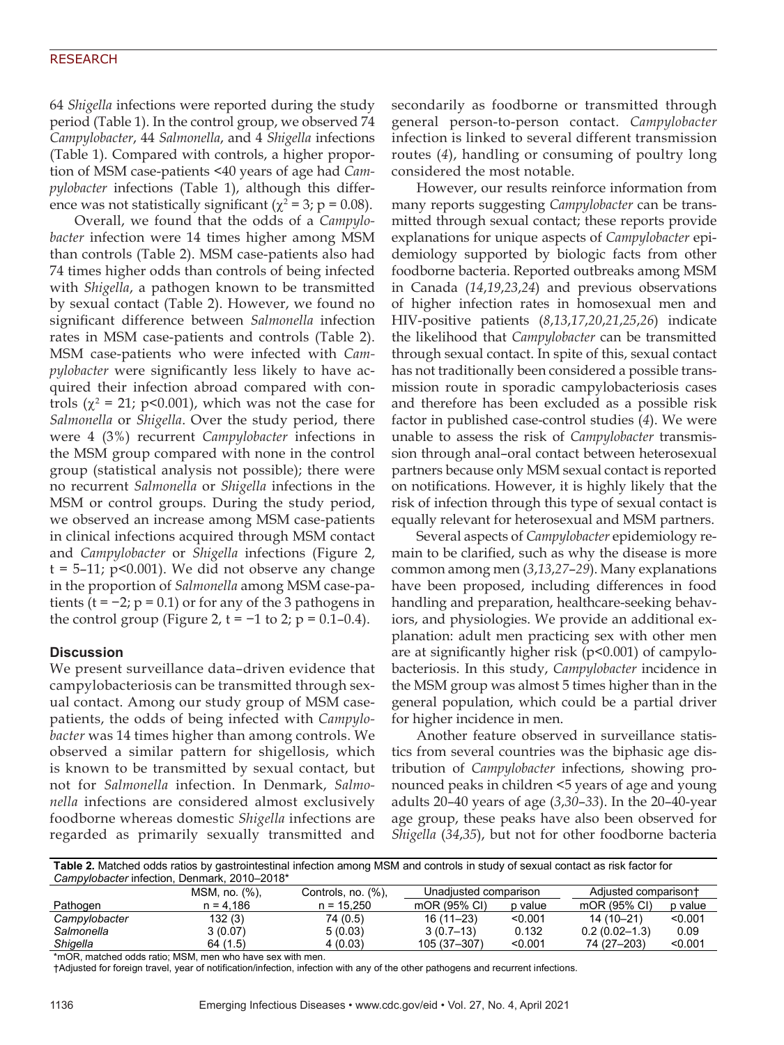64 *Shigella* infections were reported during the study period (Table 1). In the control group, we observed 74 *Campylobacter*, 44 *Salmonella*, and 4 *Shigella* infections (Table 1). Compared with controls, a higher proportion of MSM case-patients <40 years of age had *Campylobacter* infections (Table 1), although this difference was not statistically significant ($\chi^2 = 3$; $p = 0.08$).

Overall, we found that the odds of a *Campylobacter* infection were 14 times higher among MSM than controls (Table 2). MSM case-patients also had 74 times higher odds than controls of being infected with *Shigella*, a pathogen known to be transmitted by sexual contact (Table 2). However, we found no significant difference between *Salmonella* infection rates in MSM case-patients and controls (Table 2). MSM case-patients who were infected with *Campylobacter* were significantly less likely to have acquired their infection abroad compared with controls ($\chi^2 = 21$; $p<0.001$), which was not the case for *Salmonella* or *Shigella*. Over the study period, there were 4 (3%) recurrent *Campylobacter* infections in the MSM group compared with none in the control group (statistical analysis not possible); there were no recurrent *Salmonella* or *Shigella* infections in the MSM or control groups. During the study period, we observed an increase among MSM case-patients in clinical infections acquired through MSM contact and *Campylobacter* or *Shigella* infections (Figure 2, $t = 5–11$; $p<0.001$). We did not observe any change in the proportion of *Salmonella* among MSM case-patients ($t = −2$; $p = 0.1$) or for any of the 3 pathogens in the control group (Figure 2, $t = −1$ to 2; $p = 0.1–0.4$).

## Discussion

We present surveillance data–driven evidence that campylobacteriosis can be transmitted through sexual contact. Among our study group of MSM case-patients, the odds of being infected with *Campylobacter* was 14 times higher than among controls. We observed a similar pattern for shigellosis, which is known to be transmitted by sexual contact, but not for *Salmonella* infection. In Denmark, *Salmonella* infections are considered almost exclusively foodborne whereas domestic *Shigella* infections are regarded as primarily sexually transmitted and secondarily as foodborne or transmitted through general person-to-person contact. *Campylobacter* infection is linked to several different transmission routes (*4*), handling or consuming of poultry long considered the most notable.

However, our results reinforce information from many reports suggesting *Campylobacter* can be transmitted through sexual contact; these reports provide explanations for unique aspects of *Campylobacter* epidemiology supported by biologic facts from other foodborne bacteria. Reported outbreaks among MSM in Canada (*14*,*19*,*23*,*24*) and previous observations of higher infection rates in homosexual men and HIV-positive patients (*8*,*13*,*17*,*20*,*21*,*25*,*26*) indicate the likelihood that *Campylobacter* can be transmitted through sexual contact. In spite of this, sexual contact has not traditionally been considered a possible transmission route in sporadic campylobacteriosis cases and therefore has been excluded as a possible risk factor in published case-control studies (*4*). We were unable to assess the risk of *Campylobacter* transmission through anal–oral contact between heterosexual partners because only MSM sexual contact is reported on notifications. However, it is highly likely that the risk of infection through this type of sexual contact is equally relevant for heterosexual and MSM partners.

Several aspects of *Campylobacter* epidemiology remain to be clarified, such as why the disease is more common among men (*3*,*13*,*27*–*29*). Many explanations have been proposed, including differences in food handling and preparation, healthcare-seeking behaviors, and physiologies. We provide an additional explanation: adult men practicing sex with other men are at significantly higher risk ($p<0.001$) of campylobacteriosis. In this study, *Campylobacter* incidence in the MSM group was almost 5 times higher than in the general population, which could be a partial driver for higher incidence in men.

Another feature observed in surveillance statistics from several countries was the biphasic age distribution of *Campylobacter* infections, showing pronounced peaks in children <5 years of age and young adults 20–40 years of age (*3*,*30*–*33*). In the 20–40-year age group, these peaks have also been observed for *Shigella* (*34*,*35*), but not for other foodborne bacteria

**Table 2.** Matched odds ratios by gastrointestinal infection among MSM and controls in study of sexual contact as risk factor for *Campylobacter* infection, Denmark, 2010–2018*

| Pathogen | MSM, no. (%), n = 4,186 | Controls, no. (%), n = 15,250 | Unadjusted comparison | | Adjusted comparison† | |
|---|---|---|---|---|---|---|
| | | | mOR (95% CI) | p value | mOR (95% CI) | p value |
| *Campylobacter* | 132 (3) | 74 (0.5) | 16 (11–23) | <0.001 | 14 (10–21) | <0.001 |
| *Salmonella* | 3 (0.07) | 5 (0.03) | 3 (0.7–13) | 0.132 | 0.2 (0.02–1.3) | 0.09 |
| *Shigella* | 64 (1.5) | 4 (0.03) | 105 (37–307) | <0.001 | 74 (27–203) | <0.001 |

*mOR, matched odds ratio; MSM, men who have sex with men.
†Adjusted for foreign travel, year of notification/infection, infection with any of the other pathogens and recurrent infections.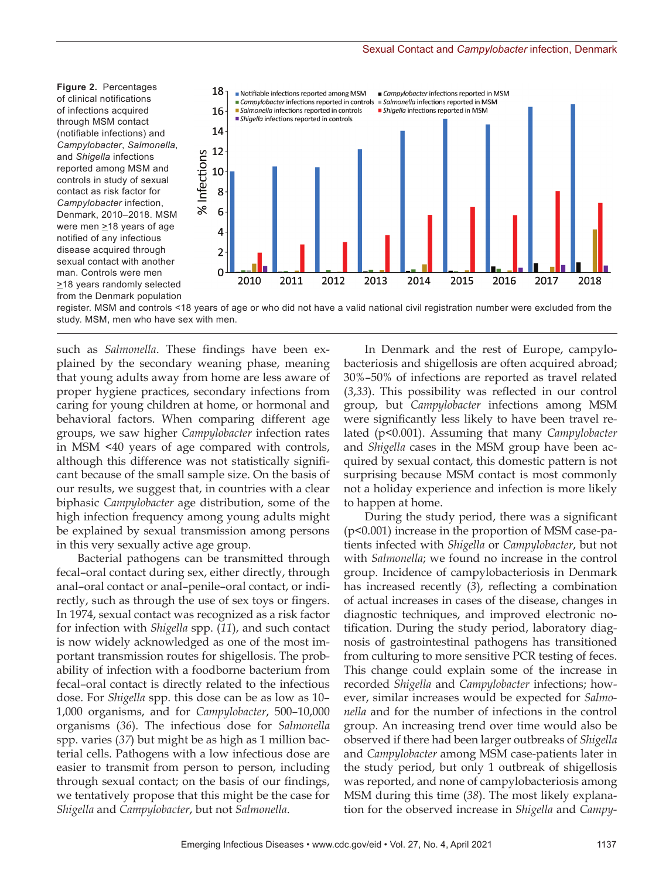**Figure 2.** Percentages of clinical notifications of infections acquired through MSM contact (notifiable infections) and *Campylobacter*, *Salmonella*, and *Shigella* infections reported among MSM and controls in study of sexual contact as risk factor for *Campylobacter* infection, Denmark, 2010–2018. MSM were men ≥18 years of age notified of any infectious disease acquired through sexual contact with another man. Controls were men ≥18 years randomly selected from the Denmark population register. MSM and controls <18 years of age or who did not have a valid national civil registration number were excluded from the study. MSM, men who have sex with men.

such as *Salmonella*. These findings have been explained by the secondary weaning phase, meaning that young adults away from home are less aware of proper hygiene practices, secondary infections from caring for young children at home, or hormonal and behavioral factors. When comparing different age groups, we saw higher *Campylobacter* infection rates in MSM <40 years of age compared with controls, although this difference was not statistically significant because of the small sample size. On the basis of our results, we suggest that, in countries with a clear biphasic *Campylobacter* age distribution, some of the high infection frequency among young adults might be explained by sexual transmission among persons in this very sexually active age group.

Bacterial pathogens can be transmitted through fecal–oral contact during sex, either directly, through anal–oral contact or anal–penile–oral contact, or indirectly, such as through the use of sex toys or fingers. In 1974, sexual contact was recognized as a risk factor for infection with *Shigella* spp. (*11*), and such contact is now widely acknowledged as one of the most important transmission routes for shigellosis. The probability of infection with a foodborne bacterium from fecal–oral contact is directly related to the infectious dose. For *Shigella* spp. this dose can be as low as 10–1,000 organisms, and for *Campylobacter*, 500–10,000 organisms (*36*). The infectious dose for *Salmonella* spp. varies (*37*) but might be as high as 1 million bacterial cells. Pathogens with a low infectious dose are easier to transmit from person to person, including through sexual contact; on the basis of our findings, we tentatively propose that this might be the case for *Shigella* and *Campylobacter*, but not *Salmonella*.

In Denmark and the rest of Europe, campylobacteriosis and shigellosis are often acquired abroad; 30%–50% of infections are reported as travel related (*3*,*33*). This possibility was reflected in our control group, but *Campylobacter* infections among MSM were significantly less likely to have been travel related ($p<0.001$). Assuming that many *Campylobacter* and *Shigella* cases in the MSM group have been acquired by sexual contact, this domestic pattern is not surprising because MSM contact is most commonly not a holiday experience and infection is more likely to happen at home.

During the study period, there was a significant ($p<0.001$) increase in the proportion of MSM case-patients infected with *Shigella* or *Campylobacter*, but not with *Salmonella*; we found no increase in the control group. Incidence of campylobacteriosis in Denmark has increased recently (*3*), reflecting a combination of actual increases in cases of the disease, changes in diagnostic techniques, and improved electronic notification. During the study period, laboratory diagnosis of gastrointestinal pathogens has transitioned from culturing to more sensitive PCR testing of feces. This change could explain some of the increase in recorded *Shigella* and *Campylobacter* infections; however, similar increases would be expected for *Salmonella* and for the number of infections in the control group. An increasing trend over time would also be observed if there had been larger outbreaks of *Shigella* and *Campylobacter* among MSM case-patients later in the study period, but only 1 outbreak of shigellosis was reported, and none of campylobacteriosis among MSM during this time (*38*). The most likely explanation for the observed increase in *Shigella* and *Campy-*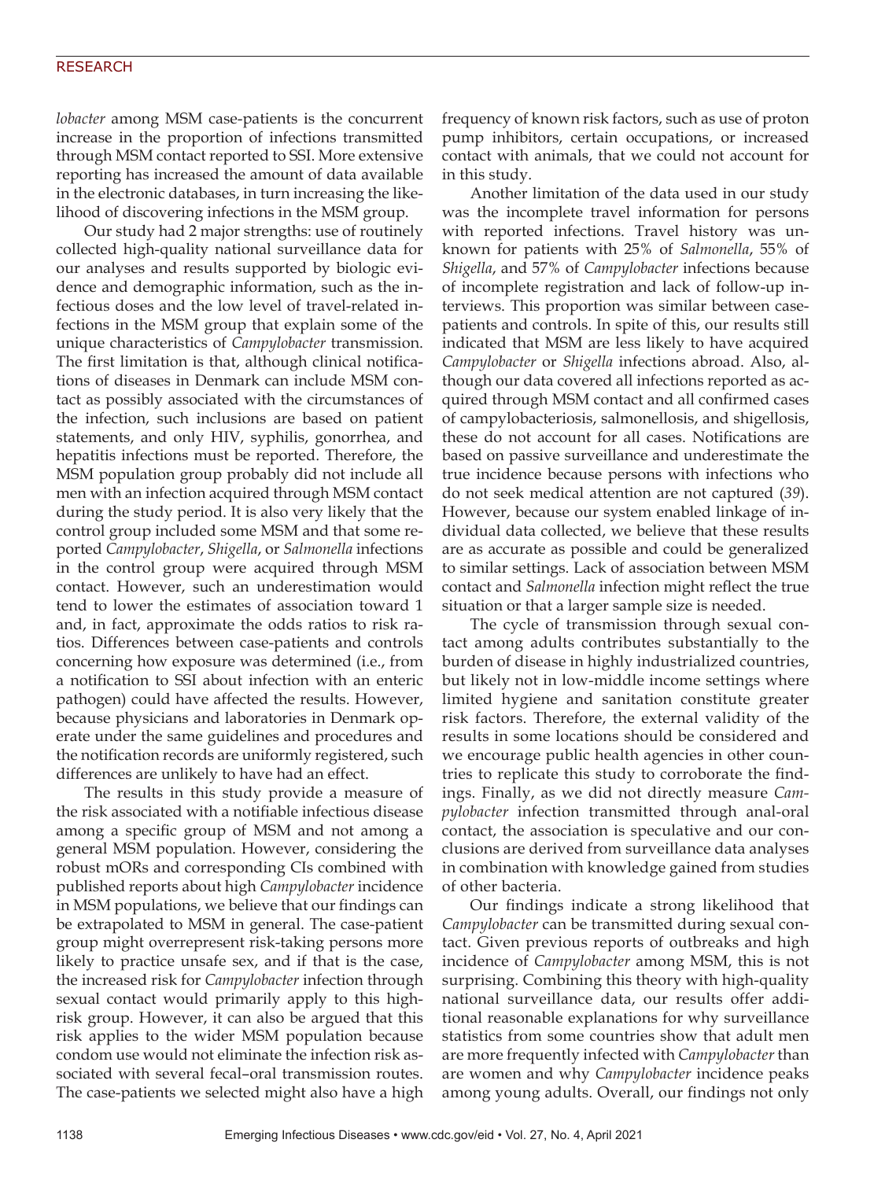*lobacter* among MSM case-patients is the concurrent increase in the proportion of infections transmitted through MSM contact reported to SSI. More extensive reporting has increased the amount of data available in the electronic databases, in turn increasing the likelihood of discovering infections in the MSM group.

Our study had 2 major strengths: use of routinely collected high-quality national surveillance data for our analyses and results supported by biologic evidence and demographic information, such as the infectious doses and the low level of travel-related infections in the MSM group that explain some of the unique characteristics of *Campylobacter* transmission. The first limitation is that, although clinical notifications of diseases in Denmark can include MSM contact as possibly associated with the circumstances of the infection, such inclusions are based on patient statements, and only HIV, syphilis, gonorrhea, and hepatitis infections must be reported. Therefore, the MSM population group probably did not include all men with an infection acquired through MSM contact during the study period. It is also very likely that the control group included some MSM and that some reported *Campylobacter*, *Shigella*, or *Salmonella* infections in the control group were acquired through MSM contact. However, such an underestimation would tend to lower the estimates of association toward 1 and, in fact, approximate the odds ratios to risk ratios. Differences between case-patients and controls concerning how exposure was determined (i.e., from a notification to SSI about infection with an enteric pathogen) could have affected the results. However, because physicians and laboratories in Denmark operate under the same guidelines and procedures and the notification records are uniformly registered, such differences are unlikely to have had an effect.

The results in this study provide a measure of the risk associated with a notifiable infectious disease among a specific group of MSM and not among a general MSM population. However, considering the robust mORs and corresponding CIs combined with published reports about high *Campylobacter* incidence in MSM populations, we believe that our findings can be extrapolated to MSM in general. The case-patient group might overrepresent risk-taking persons more likely to practice unsafe sex, and if that is the case, the increased risk for *Campylobacter* infection through sexual contact would primarily apply to this high-risk group. However, it can also be argued that this risk applies to the wider MSM population because condom use would not eliminate the infection risk associated with several fecal–oral transmission routes. The case-patients we selected might also have a high frequency of known risk factors, such as use of proton pump inhibitors, certain occupations, or increased contact with animals, that we could not account for in this study.

Another limitation of the data used in our study was the incomplete travel information for persons with reported infections. Travel history was unknown for patients with 25% of *Salmonella*, 55% of *Shigella*, and 57% of *Campylobacter* infections because of incomplete registration and lack of follow-up interviews. This proportion was similar between case-patients and controls. In spite of this, our results still indicated that MSM are less likely to have acquired *Campylobacter* or *Shigella* infections abroad. Also, although our data covered all infections reported as acquired through MSM contact and all confirmed cases of campylobacteriosis, salmonellosis, and shigellosis, these do not account for all cases. Notifications are based on passive surveillance and underestimate the true incidence because persons with infections who do not seek medical attention are not captured (*39*). However, because our system enabled linkage of individual data collected, we believe that these results are as accurate as possible and could be generalized to similar settings. Lack of association between MSM contact and *Salmonella* infection might reflect the true situation or that a larger sample size is needed.

The cycle of transmission through sexual contact among adults contributes substantially to the burden of disease in highly industrialized countries, but likely not in low-middle income settings where limited hygiene and sanitation constitute greater risk factors. Therefore, the external validity of the results in some locations should be considered and we encourage public health agencies in other countries to replicate this study to corroborate the findings. Finally, as we did not directly measure *Campylobacter* infection transmitted through anal-oral contact, the association is speculative and our conclusions are derived from surveillance data analyses in combination with knowledge gained from studies of other bacteria.

Our findings indicate a strong likelihood that *Campylobacter* can be transmitted during sexual contact. Given previous reports of outbreaks and high incidence of *Campylobacter* among MSM, this is not surprising. Combining this theory with high-quality national surveillance data, our results offer additional reasonable explanations for why surveillance statistics from some countries show that adult men are more frequently infected with *Campylobacter* than are women and why *Campylobacter* incidence peaks among young adults. Overall, our findings not only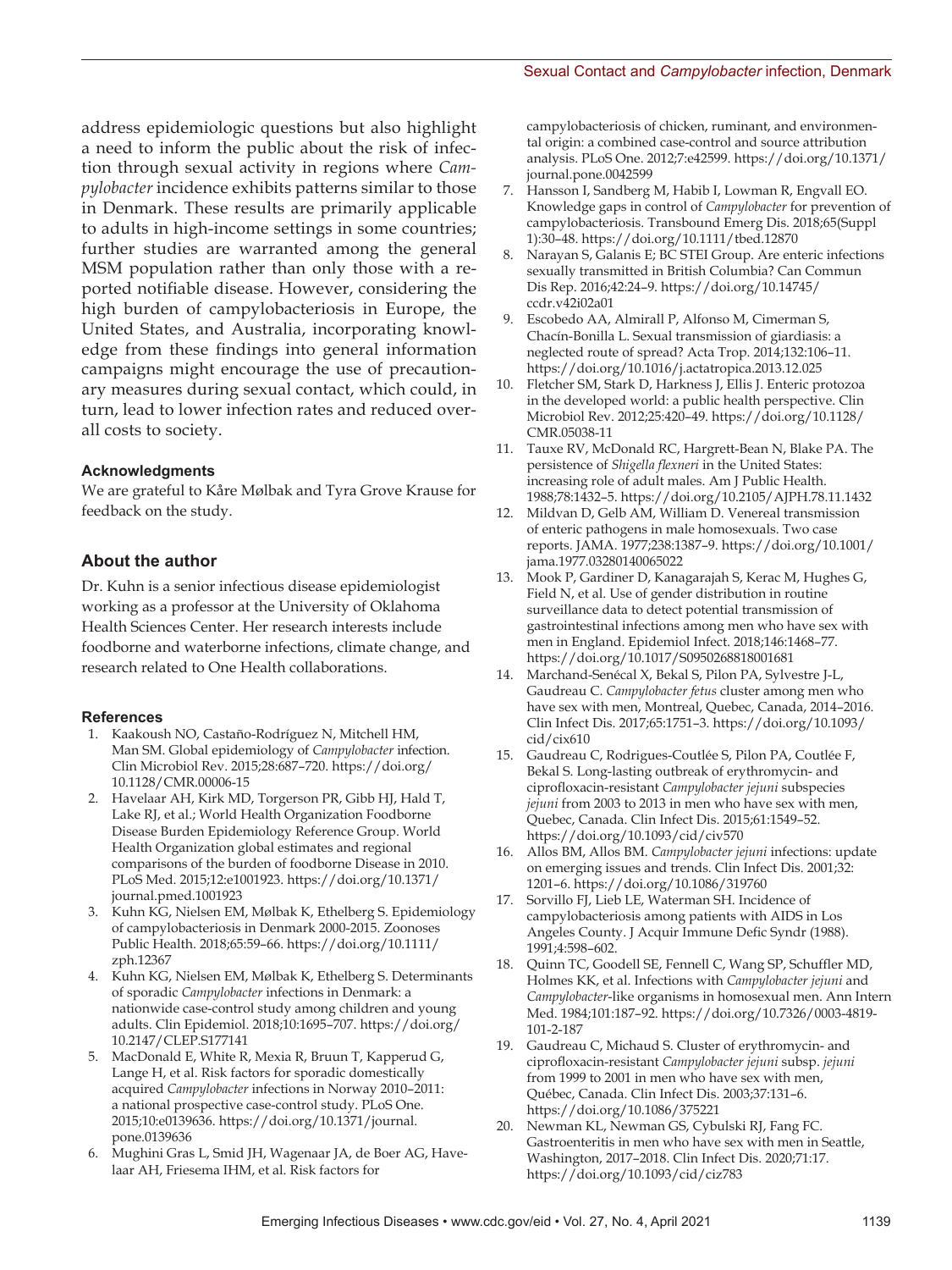address epidemiologic questions but also highlight a need to inform the public about the risk of infection through sexual activity in regions where *Campylobacter* incidence exhibits patterns similar to those in Denmark. These results are primarily applicable to adults in high-income settings in some countries; further studies are warranted among the general MSM population rather than only those with a reported notifiable disease. However, considering the high burden of campylobacteriosis in Europe, the United States, and Australia, incorporating knowledge from these findings into general information campaigns might encourage the use of precautionary measures during sexual contact, which could, in turn, lead to lower infection rates and reduced overall costs to society.

### Acknowledgments

We are grateful to Kåre Mølbak and Tyra Grove Krause for feedback on the study.

### About the author

Dr. Kuhn is a senior infectious disease epidemiologist working as a professor at the University of Oklahoma Health Sciences Center. Her research interests include foodborne and waterborne infections, climate change, and research related to One Health collaborations.

### References

1. Kaakoush NO, Castaño-Rodríguez N, Mitchell HM, Man SM. Global epidemiology of *Campylobacter* infection. Clin Microbiol Rev. 2015;28:687–720. https://doi.org/10.1128/CMR.00006-15
2. Havelaar AH, Kirk MD, Torgerson PR, Gibb HJ, Hald T, Lake RJ, et al.; World Health Organization Foodborne Disease Burden Epidemiology Reference Group. World Health Organization global estimates and regional comparisons of the burden of foodborne Disease in 2010. PLoS Med. 2015;12:e1001923. https://doi.org/10.1371/journal.pmed.1001923
3. Kuhn KG, Nielsen EM, Mølbak K, Ethelberg S. Epidemiology of campylobacteriosis in Denmark 2000-2015. Zoonoses Public Health. 2018;65:59–66. https://doi.org/10.1111/zph.12367
4. Kuhn KG, Nielsen EM, Mølbak K, Ethelberg S. Determinants of sporadic *Campylobacter* infections in Denmark: a nationwide case-control study among children and young adults. Clin Epidemiol. 2018;10:1695–707. https://doi.org/10.2147/CLEP.S177141
5. MacDonald E, White R, Mexia R, Bruun T, Kapperud G, Lange H, et al. Risk factors for sporadic domestically acquired *Campylobacter* infections in Norway 2010–2011: a national prospective case-control study. PLoS One. 2015;10:e0139636. https://doi.org/10.1371/journal.pone.0139636
6. Mughini Gras L, Smid JH, Wagenaar JA, de Boer AG, Havelaar AH, Friesema IHM, et al. Risk factors for campylobacteriosis of chicken, ruminant, and environmental origin: a combined case-control and source attribution analysis. PLoS One. 2012;7:e42599. https://doi.org/10.1371/journal.pone.0042599
7. Hansson I, Sandberg M, Habib I, Lowman R, Engvall EO. Knowledge gaps in control of *Campylobacter* for prevention of campylobacteriosis. Transbound Emerg Dis. 2018;65(Suppl 1):30–48. https://doi.org/10.1111/tbed.12870
8. Narayan S, Galanis E; BC STEI Group. Are enteric infections sexually transmitted in British Columbia? Can Commun Dis Rep. 2016;42:24–9. https://doi.org/10.14745/ccdr.v42i02a01
9. Escobedo AA, Almirall P, Alfonso M, Cimerman S, Chacín-Bonilla L. Sexual transmission of giardiasis: a neglected route of spread? Acta Trop. 2014;132:106–11. https://doi.org/10.1016/j.actatropica.2013.12.025
10. Fletcher SM, Stark D, Harkness J, Ellis J. Enteric protozoa in the developed world: a public health perspective. Clin Microbiol Rev. 2012;25:420–49. https://doi.org/10.1128/CMR.05038-11
11. Tauxe RV, McDonald RC, Hargrett-Bean N, Blake PA. The persistence of *Shigella flexneri* in the United States: increasing role of adult males. Am J Public Health. 1988;78:1432–5. https://doi.org/10.2105/AJPH.78.11.1432
12. Mildvan D, Gelb AM, William D. Venereal transmission of enteric pathogens in male homosexuals. Two case reports. JAMA. 1977;238:1387–9. https://doi.org/10.1001/jama.1977.03280140065022
13. Mook P, Gardiner D, Kanagarajah S, Kerac M, Hughes G, Field N, et al. Use of gender distribution in routine surveillance data to detect potential transmission of gastrointestinal infections among men who have sex with men in England. Epidemiol Infect. 2018;146:1468–77. https://doi.org/10.1017/S0950268818001681
14. Marchand-Senécal X, Bekal S, Pilon PA, Sylvestre J-L, Gaudreau C. *Campylobacter fetus* cluster among men who have sex with men, Montreal, Quebec, Canada, 2014–2016. Clin Infect Dis. 2017;65:1751–3. https://doi.org/10.1093/cid/cix610
15. Gaudreau C, Rodrigues-Coutlée S, Pilon PA, Coutlée F, Bekal S. Long-lasting outbreak of erythromycin- and ciprofloxacin-resistant *Campylobacter jejuni* subspecies *jejuni* from 2003 to 2013 in men who have sex with men, Quebec, Canada. Clin Infect Dis. 2015;61:1549–52. https://doi.org/10.1093/cid/civ570
16. Allos BM, Allos BM. *Campylobacter jejuni* infections: update on emerging issues and trends. Clin Infect Dis. 2001;32:1201–6. https://doi.org/10.1086/319760
17. Sorvillo FJ, Lieb LE, Waterman SH. Incidence of campylobacteriosis among patients with AIDS in Los Angeles County. J Acquir Immune Defic Syndr (1988). 1991;4:598–602.
18. Quinn TC, Goodell SE, Fennell C, Wang SP, Schuffler MD, Holmes KK, et al. Infections with *Campylobacter jejuni* and *Campylobacter*-like organisms in homosexual men. Ann Intern Med. 1984;101:187–92. https://doi.org/10.7326/0003-4819-101-2-187
19. Gaudreau C, Michaud S. Cluster of erythromycin- and ciprofloxacin-resistant *Campylobacter jejuni* subsp. *jejuni* from 1999 to 2001 in men who have sex with men, Québec, Canada. Clin Infect Dis. 2003;37:131–6. https://doi.org/10.1086/375221
20. Newman KL, Newman GS, Cybulski RJ, Fang FC. Gastroenteritis in men who have sex with men in Seattle, Washington, 2017–2018. Clin Infect Dis. 2020;71:17. https://doi.org/10.1093/cid/ciz783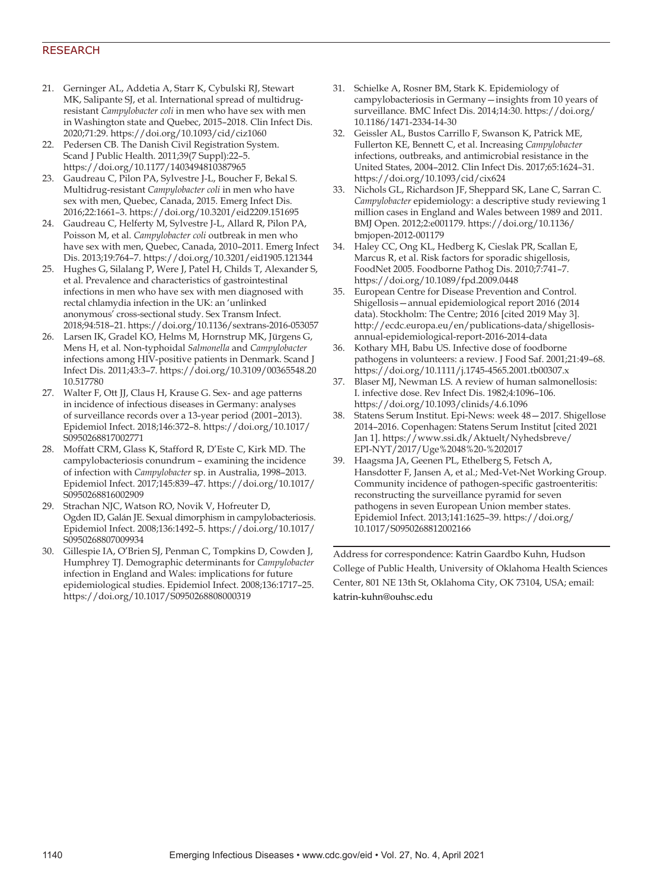21. Gerninger AL, Addetia A, Starr K, Cybulski RJ, Stewart MK, Salipante SJ, et al. International spread of multidrug-resistant *Campylobacter coli* in men who have sex with men in Washington state and Quebec, 2015–2018. Clin Infect Dis. 2020;71:29. https://doi.org/10.1093/cid/ciz1060
22. Pedersen CB. The Danish Civil Registration System. Scand J Public Health. 2011;39(7 Suppl):22–5. https://doi.org/10.1177/1403494810387965
23. Gaudreau C, Pilon PA, Sylvestre J-L, Boucher F, Bekal S. Multidrug-resistant *Campylobacter coli* in men who have sex with men, Quebec, Canada, 2015. Emerg Infect Dis. 2016;22:1661–3. https://doi.org/10.3201/eid2209.151695
24. Gaudreau C, Helferty M, Sylvestre J-L, Allard R, Pilon PA, Poisson M, et al. *Campylobacter coli* outbreak in men who have sex with men, Quebec, Canada, 2010–2011. Emerg Infect Dis. 2013;19:764–7. https://doi.org/10.3201/eid1905.121344
25. Hughes G, Silalang P, Were J, Patel H, Childs T, Alexander S, et al. Prevalence and characteristics of gastrointestinal infections in men who have sex with men diagnosed with rectal chlamydia infection in the UK: an 'unlinked anonymous' cross-sectional study. Sex Transm Infect. 2018;94:518–21. https://doi.org/10.1136/sextrans-2016-053057
26. Larsen IK, Gradel KO, Helms M, Hornstrup MK, Jürgens G, Mens H, et al. Non-typhoidal *Salmonella* and *Campylobacter* infections among HIV-positive patients in Denmark. Scand J Infect Dis. 2011;43:3–7. https://doi.org/10.3109/00365548.2010.517780
27. Walter F, Ott JJ, Claus H, Krause G. Sex- and age patterns in incidence of infectious diseases in Germany: analyses of surveillance records over a 13-year period (2001–2013). Epidemiol Infect. 2018;146:372–8. https://doi.org/10.1017/S0950268817002771
28. Moffatt CRM, Glass K, Stafford R, D'Este C, Kirk MD. The campylobacteriosis conundrum – examining the incidence of infection with *Campylobacter* sp. in Australia, 1998–2013. Epidemiol Infect. 2017;145:839–47. https://doi.org/10.1017/S0950268816002909
29. Strachan NJC, Watson RO, Novik V, Hofreuter D, Ogden ID, Galán JE. Sexual dimorphism in campylobacteriosis. Epidemiol Infect. 2008;136:1492–5. https://doi.org/10.1017/S0950268807009934
30. Gillespie IA, O'Brien SJ, Penman C, Tompkins D, Cowden J, Humphrey TJ. Demographic determinants for *Campylobacter* infection in England and Wales: implications for future epidemiological studies. Epidemiol Infect. 2008;136:1717–25. https://doi.org/10.1017/S0950268808000319
31. Schielke A, Rosner BM, Stark K. Epidemiology of campylobacteriosis in Germany—insights from 10 years of surveillance. BMC Infect Dis. 2014;14:30. https://doi.org/10.1186/1471-2334-14-30
32. Geissler AL, Bustos Carrillo F, Swanson K, Patrick ME, Fullerton KE, Bennett C, et al. Increasing *Campylobacter* infections, outbreaks, and antimicrobial resistance in the United States, 2004–2012. Clin Infect Dis. 2017;65:1624–31. https://doi.org/10.1093/cid/cix624
33. Nichols GL, Richardson JF, Sheppard SK, Lane C, Sarran C. *Campylobacter* epidemiology: a descriptive study reviewing 1 million cases in England and Wales between 1989 and 2011. BMJ Open. 2012;2:e001179. https://doi.org/10.1136/bmjopen-2012-001179
34. Haley CC, Ong KL, Hedberg K, Cieslak PR, Scallan E, Marcus R, et al. Risk factors for sporadic shigellosis, FoodNet 2005. Foodborne Pathog Dis. 2010;7:741–7. https://doi.org/10.1089/fpd.2009.0448
35. European Centre for Disease Prevention and Control. Shigellosis—annual epidemiological report 2016 (2014 data). Stockholm: The Centre; 2016 [cited 2019 May 3]. http://ecdc.europa.eu/en/publications-data/shigellosis-annual-epidemiological-report-2016-2014-data
36. Kothary MH, Babu US. Infective dose of foodborne pathogens in volunteers: a review. J Food Saf. 2001;21:49–68. https://doi.org/10.1111/j.1745-4565.2001.tb00307.x
37. Blaser MJ, Newman LS. A review of human salmonellosis: I. infective dose. Rev Infect Dis. 1982;4:1096–106. https://doi.org/10.1093/clinids/4.6.1096
38. Statens Serum Institut. Epi-News: week 48—2017. Shigellose 2014–2016. Copenhagen: Statens Serum Institut [cited 2021 Jan 1]. https://www.ssi.dk/Aktuelt/Nyhedsbreve/EPI-NYT/2017/Uge%2048%20-%202017
39. Haagsma JA, Geenen PL, Ethelberg S, Fetsch A, Hansdotter F, Jansen A, et al.; Med-Vet-Net Working Group. Community incidence of pathogen-specific gastroenteritis: reconstructing the surveillance pyramid for seven pathogens in seven European Union member states. Epidemiol Infect. 2013;141:1625–39. https://doi.org/10.1017/S0950268812002166

---

Address for correspondence: Katrin Gaardbo Kuhn, Hudson College of Public Health, University of Oklahoma Health Sciences Center, 801 NE 13th St, Oklahoma City, OK 73104, USA; email: katrin-kuhn@ouhsc.edu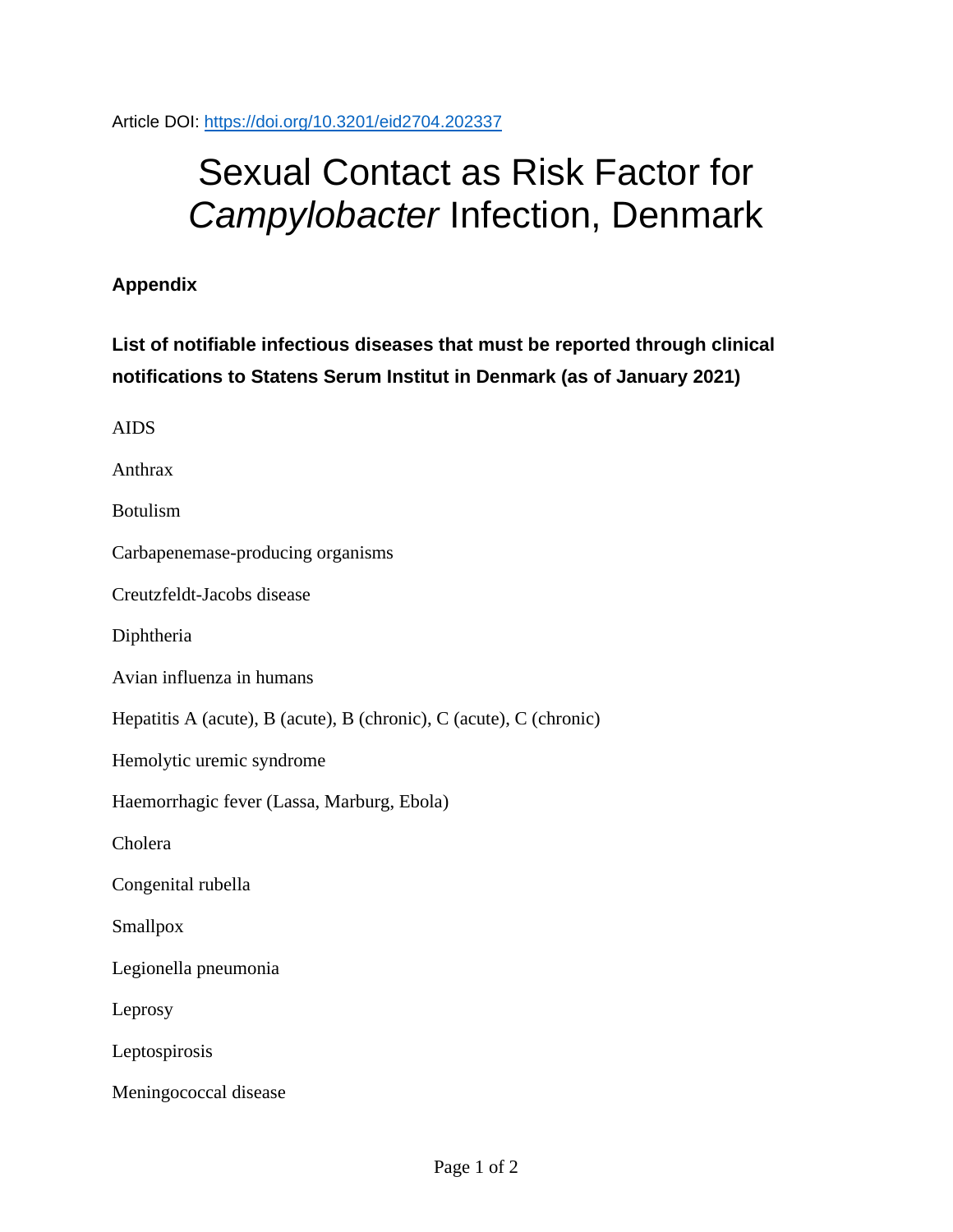Article DOI: https://doi.org/10.3201/eid2704.202337

# Sexual Contact as Risk Factor for *Campylobacter* Infection, Denmark

## Appendix

### List of notifiable infectious diseases that must be reported through clinical notifications to Statens Serum Institut in Denmark (as of January 2021)

AIDS

Anthrax

Botulism

Carbapenemase-producing organisms

Creutzfeldt-Jacobs disease

Diphtheria

Avian influenza in humans

Hepatitis A (acute), B (acute), B (chronic), C (acute), C (chronic)

Hemolytic uremic syndrome

Haemorrhagic fever (Lassa, Marburg, Ebola)

Cholera

Congenital rubella

Smallpox

Legionella pneumonia

Leprosy

Leptospirosis

Meningococcal disease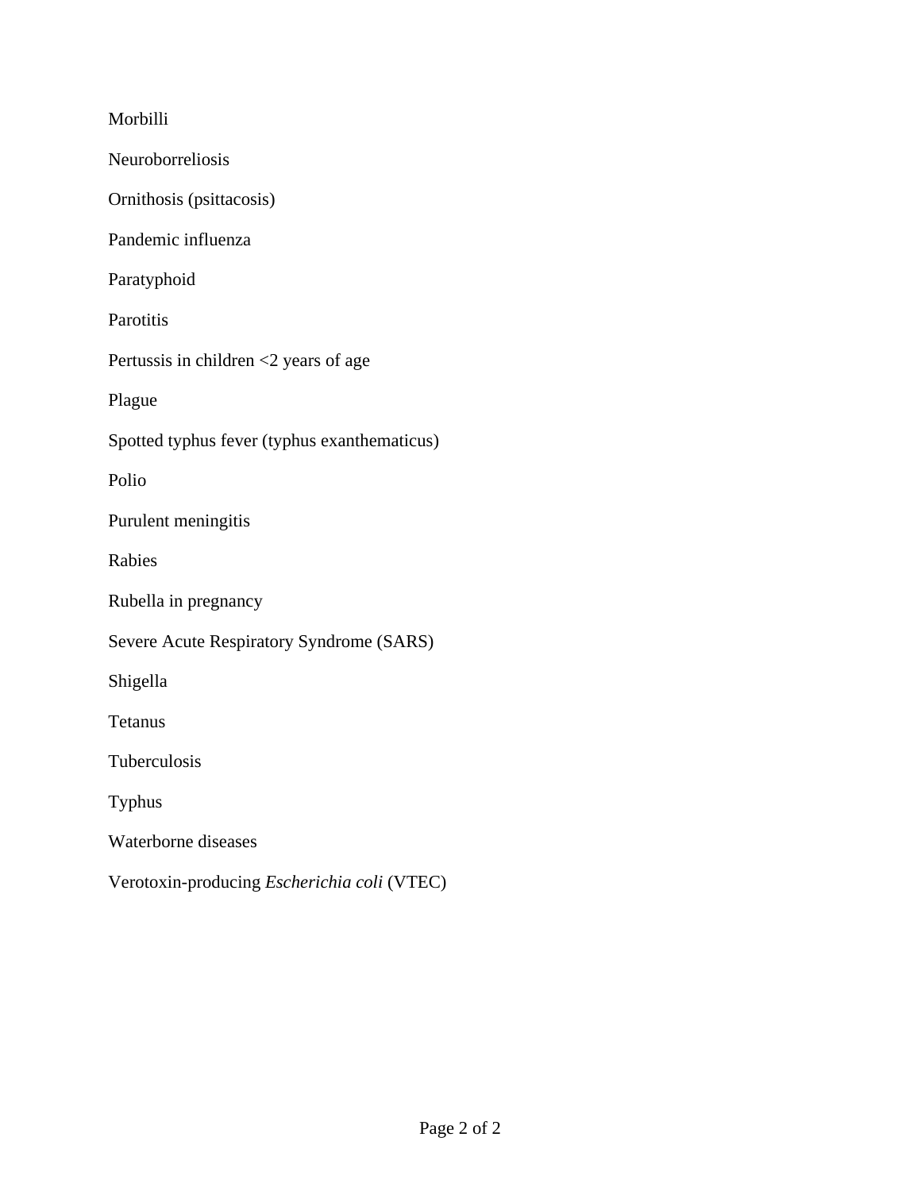Morbilli

Neuroborreliosis

Ornithosis (psittacosis)

Pandemic influenza

Paratyphoid

Parotitis

Pertussis in children <2 years of age

Plague

Spotted typhus fever (typhus exanthematicus)

Polio

Purulent meningitis

Rabies

Rubella in pregnancy

Severe Acute Respiratory Syndrome (SARS)

Shigella

Tetanus

Tuberculosis

Typhus

Waterborne diseases

Verotoxin-producing *Escherichia coli* (VTEC)